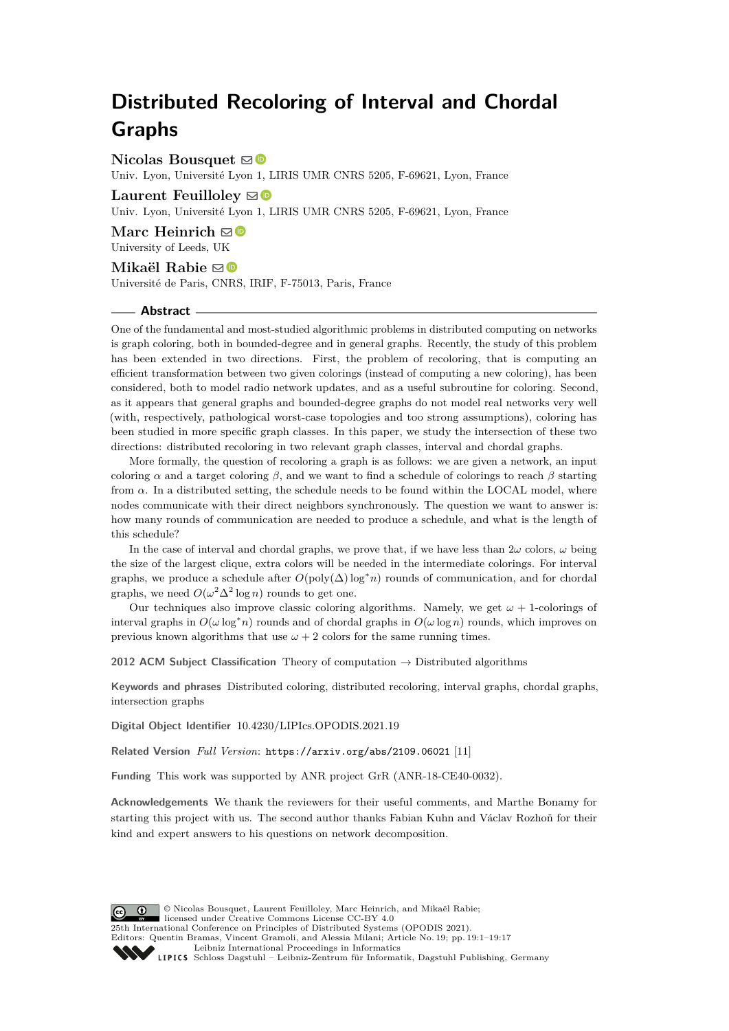# Distributed Recoloring of Interval and Chordal Graphs

**Nicolas Bousquet**
Univ. Lyon, Université Lyon 1, LIRIS UMR CNRS 5205, F-69621, Lyon, France

**Laurent Feuilloley**
Univ. Lyon, Université Lyon 1, LIRIS UMR CNRS 5205, F-69621, Lyon, France

**Marc Heinrich**
University of Leeds, UK

**Mikaël Rabie**
Université de Paris, CNRS, IRIF, F-75013, Paris, France

## Abstract

One of the fundamental and most-studied algorithmic problems in distributed computing on networks is graph coloring, both in bounded-degree and in general graphs. Recently, the study of this problem has been extended in two directions. First, the problem of recoloring, that is computing an efficient transformation between two given colorings (instead of computing a new coloring), has been considered, both to model radio network updates, and as a useful subroutine for coloring. Second, as it appears that general graphs and bounded-degree graphs do not model real networks very well (with, respectively, pathological worst-case topologies and too strong assumptions), coloring has been studied in more specific graph classes. In this paper, we study the intersection of these two directions: distributed recoloring in two relevant graph classes, interval and chordal graphs.

More formally, the question of recoloring a graph is as follows: we are given a network, an input coloring $\alpha$ and a target coloring $\beta$, and we want to find a schedule of colorings to reach $\beta$ starting from $\alpha$. In a distributed setting, the schedule needs to be found within the LOCAL model, where nodes communicate with their direct neighbors synchronously. The question we want to answer is: how many rounds of communication are needed to produce a schedule, and what is the length of this schedule?

In the case of interval and chordal graphs, we prove that, if we have less than $2\omega$ colors, $\omega$ being the size of the largest clique, extra colors will be needed in the intermediate colorings. For interval graphs, we produce a schedule after $O(\text{poly}(\Delta)\log^* n)$ rounds of communication, and for chordal graphs, we need $O(\omega^2\Delta^2\log n)$ rounds to get one.

Our techniques also improve classic coloring algorithms. Namely, we get $\omega+1$-colorings of interval graphs in $O(\omega\log^* n)$ rounds and of chordal graphs in $O(\omega\log n)$ rounds, which improves on previous known algorithms that use $\omega+2$ colors for the same running times.

**2012 ACM Subject Classification** Theory of computation → Distributed algorithms

**Keywords and phrases** Distributed coloring, distributed recoloring, interval graphs, chordal graphs, intersection graphs

**Digital Object Identifier** 10.4230/LIPIcs.OPODIS.2021.19

**Related Version** *Full Version*: https://arxiv.org/abs/2109.06021 [11]

**Funding** This work was supported by ANR project GrR (ANR-18-CE40-0032).

**Acknowledgements** We thank the reviewers for their useful comments, and Marthe Bonamy for starting this project with us. The second author thanks Fabian Kuhn and Václav Rozhoň for their kind and expert answers to his questions on network decomposition.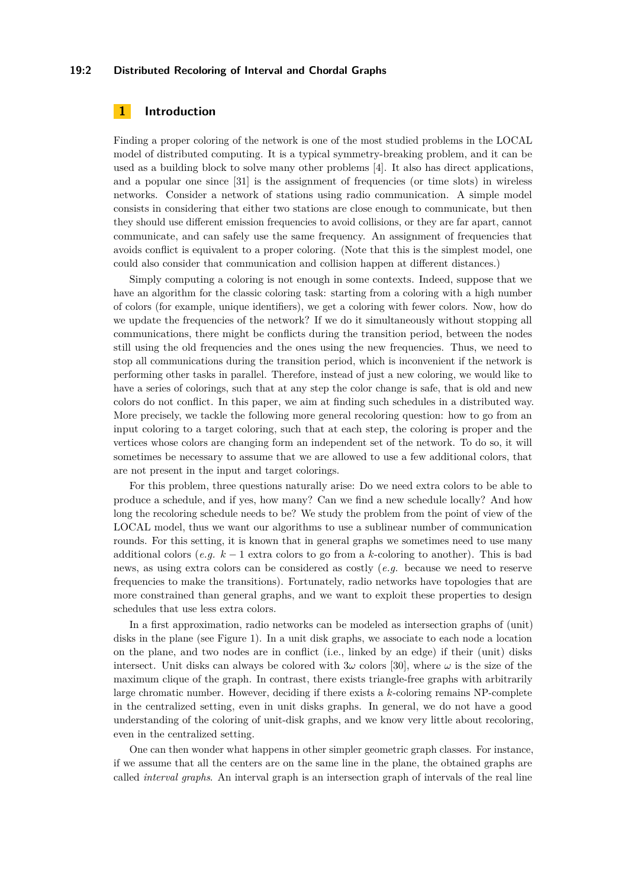## 1 Introduction

Finding a proper coloring of the network is one of the most studied problems in the LOCAL model of distributed computing. It is a typical symmetry-breaking problem, and it can be used as a building block to solve many other problems [4]. It also has direct applications, and a popular one since [31] is the assignment of frequencies (or time slots) in wireless networks. Consider a network of stations using radio communication. A simple model consists in considering that either two stations are close enough to communicate, but then they should use different emission frequencies to avoid collisions, or they are far apart, cannot communicate, and can safely use the same frequency. An assignment of frequencies that avoids conflict is equivalent to a proper coloring. (Note that this is the simplest model, one could also consider that communication and collision happen at different distances.)

Simply computing a coloring is not enough in some contexts. Indeed, suppose that we have an algorithm for the classic coloring task: starting from a coloring with a high number of colors (for example, unique identifiers), we get a coloring with fewer colors. Now, how do we update the frequencies of the network? If we do it simultaneously without stopping all communications, there might be conflicts during the transition period, between the nodes still using the old frequencies and the ones using the new frequencies. Thus, we need to stop all communications during the transition period, which is inconvenient if the network is performing other tasks in parallel. Therefore, instead of just a new coloring, we would like to have a series of colorings, such that at any step the color change is safe, that is old and new colors do not conflict. In this paper, we aim at finding such schedules in a distributed way. More precisely, we tackle the following more general recoloring question: how to go from an input coloring to a target coloring, such that at each step, the coloring is proper and the vertices whose colors are changing form an independent set of the network. To do so, it will sometimes be necessary to assume that we are allowed to use a few additional colors, that are not present in the input and target colorings.

For this problem, three questions naturally arise: Do we need extra colors to be able to produce a schedule, and if yes, how many? Can we find a new schedule locally? And how long the recoloring schedule needs to be? We study the problem from the point of view of the LOCAL model, thus we want our algorithms to use a sublinear number of communication rounds. For this setting, it is known that in general graphs we sometimes need to use many additional colors (*e.g.* $k-1$ extra colors to go from a $k$-coloring to another). This is bad news, as using extra colors can be considered as costly (*e.g.* because we need to reserve frequencies to make the transitions). Fortunately, radio networks have topologies that are more constrained than general graphs, and we want to exploit these properties to design schedules that use less extra colors.

In a first approximation, radio networks can be modeled as intersection graphs of (unit) disks in the plane (see Figure 1). In a unit disk graphs, we associate to each node a location on the plane, and two nodes are in conflict (i.e., linked by an edge) if their (unit) disks intersect. Unit disks can always be colored with $3\omega$ colors [30], where $\omega$ is the size of the maximum clique of the graph. In contrast, there exists triangle-free graphs with arbitrarily large chromatic number. However, deciding if there exists a $k$-coloring remains NP-complete in the centralized setting, even in unit disks graphs. In general, we do not have a good understanding of the coloring of unit-disk graphs, and we know very little about recoloring, even in the centralized setting.

One can then wonder what happens in other simpler geometric graph classes. For instance, if we assume that all the centers are on the same line in the plane, the obtained graphs are called *interval graphs*. An interval graph is an intersection graph of intervals of the real line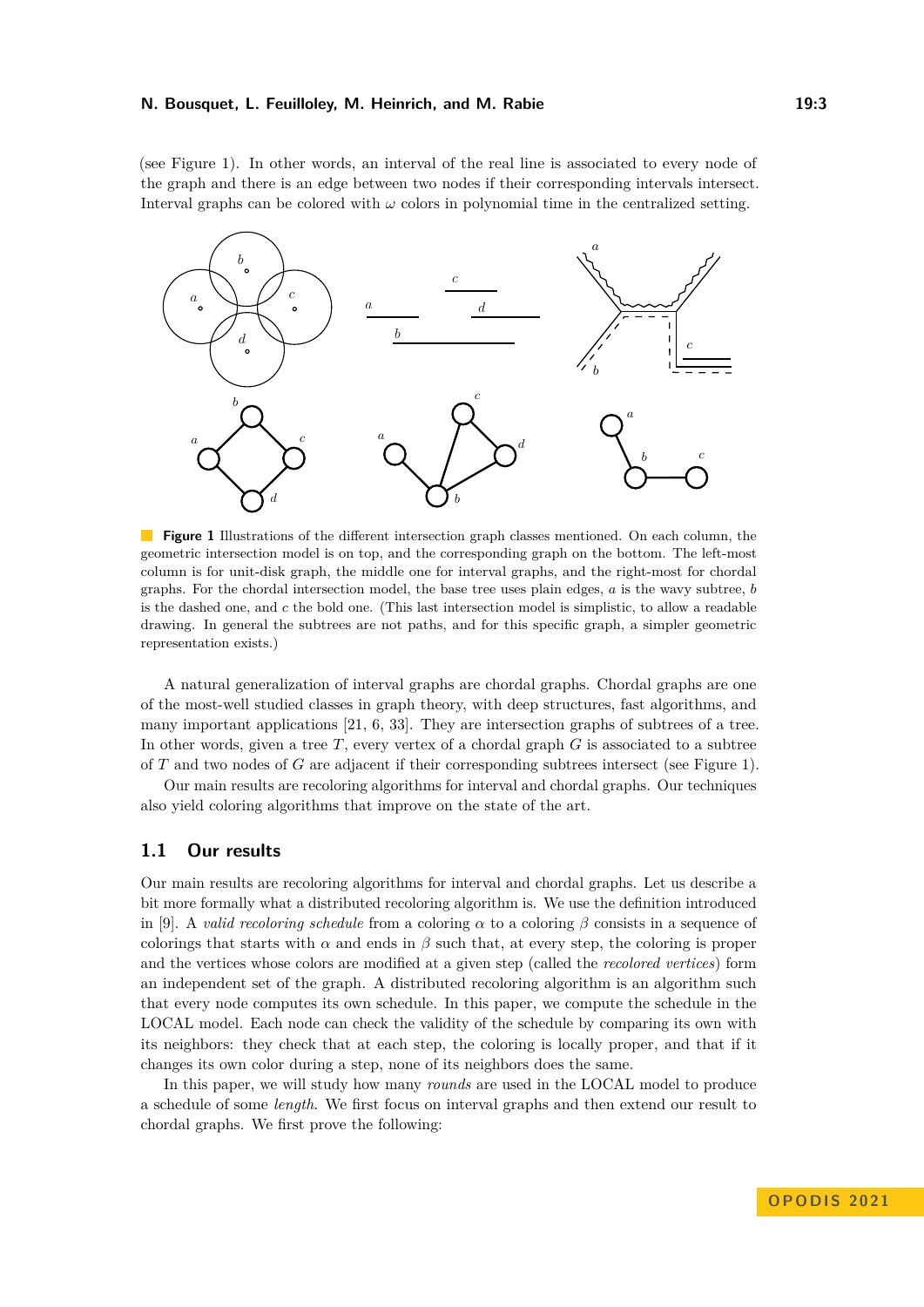(see Figure 1). In other words, an interval of the real line is associated to every node of the graph and there is an edge between two nodes if their corresponding intervals intersect. Interval graphs can be colored with $\omega$ colors in polynomial time in the centralized setting.

**Figure 1** Illustrations of the different intersection graph classes mentioned. On each column, the geometric intersection model is on top, and the corresponding graph on the bottom. The left-most column is for unit-disk graph, the middle one for interval graphs, and the right-most for chordal graphs. For the chordal intersection model, the base tree uses plain edges, $a$ is the wavy subtree, $b$ is the dashed one, and $c$ the bold one. (This last intersection model is simplistic, to allow a readable drawing. In general the subtrees are not paths, and for this specific graph, a simpler geometric representation exists.)

A natural generalization of interval graphs are chordal graphs. Chordal graphs are one of the most-well studied classes in graph theory, with deep structures, fast algorithms, and many important applications [21, 6, 33]. They are intersection graphs of subtrees of a tree. In other words, given a tree $T$, every vertex of a chordal graph $G$ is associated to a subtree of $T$ and two nodes of $G$ are adjacent if their corresponding subtrees intersect (see Figure 1).

Our main results are recoloring algorithms for interval and chordal graphs. Our techniques also yield coloring algorithms that improve on the state of the art.

## 1.1 Our results

Our main results are recoloring algorithms for interval and chordal graphs. Let us describe a bit more formally what a distributed recoloring algorithm is. We use the definition introduced in [9]. A *valid recoloring schedule* from a coloring $\alpha$ to a coloring $\beta$ consists in a sequence of colorings that starts with $\alpha$ and ends in $\beta$ such that, at every step, the coloring is proper and the vertices whose colors are modified at a given step (called the *recolored vertices*) form an independent set of the graph. A distributed recoloring algorithm is an algorithm such that every node computes its own schedule. In this paper, we compute the schedule in the LOCAL model. Each node can check the validity of the schedule by comparing its own with its neighbors: they check that at each step, the coloring is locally proper, and that if it changes its own color during a step, none of its neighbors does the same.

In this paper, we will study how many *rounds* are used in the LOCAL model to produce a schedule of some *length*. We first focus on interval graphs and then extend our result to chordal graphs. We first prove the following: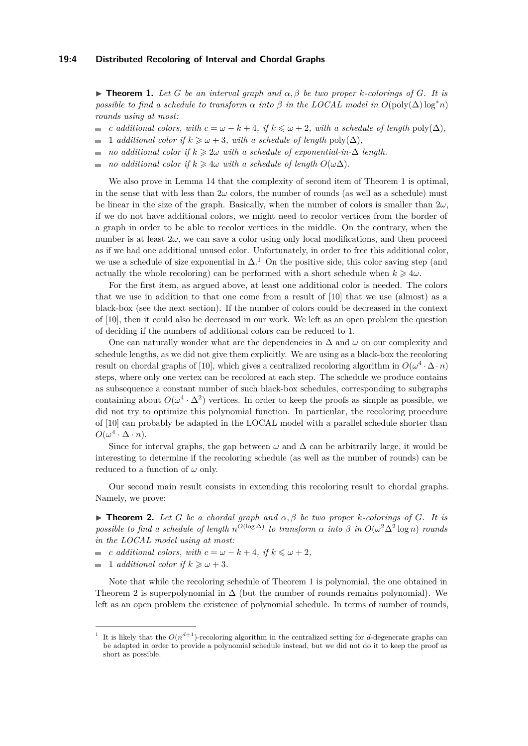▶ **Theorem 1.** *Let $G$ be an interval graph and $\alpha, \beta$ be two proper $k$-colorings of $G$. It is possible to find a schedule to transform $\alpha$ into $\beta$ in the LOCAL model in $O(\text{poly}(\Delta) \log^* n)$ rounds using at most:*

- *$c$ additional colors, with $c = \omega - k + 4$, if $k \leqslant \omega + 2$, with a schedule of length* $\text{poly}(\Delta)$*,*
- *1 additional color if $k \geqslant \omega + 3$, with a schedule of length* $\text{poly}(\Delta)$*,*
- *no additional color if $k \geqslant 2\omega$ with a schedule of exponential-in-$\Delta$ length.*
- *no additional color if $k \geqslant 4\omega$ with a schedule of length $O(\omega\Delta)$.*

We also prove in Lemma 14 that the complexity of second item of Theorem 1 is optimal, in the sense that with less than $2\omega$ colors, the number of rounds (as well as a schedule) must be linear in the size of the graph. Basically, when the number of colors is smaller than $2\omega$, if we do not have additional colors, we might need to recolor vertices from the border of a graph in order to be able to recolor vertices in the middle. On the contrary, when the number is at least $2\omega$, we can save a color using only local modifications, and then proceed as if we had one additional unused color. Unfortunately, in order to free this additional color, we use a schedule of size exponential in $\Delta$.[1] On the positive side, this color saving step (and actually the whole recoloring) can be performed with a short schedule when $k \geqslant 4\omega$.

For the first item, as argued above, at least one additional color is needed. The colors that we use in addition to that one come from a result of [10] that we use (almost) as a black-box (see the next section). If the number of colors could be decreased in the context of [10], then it could also be decreased in our work. We left as an open problem the question of deciding if the numbers of additional colors can be reduced to 1.

One can naturally wonder what are the dependencies in $\Delta$ and $\omega$ on our complexity and schedule lengths, as we did not give them explicitly. We are using as a black-box the recoloring result on chordal graphs of [10], which gives a centralized recoloring algorithm in $O(\omega^4 \cdot \Delta \cdot n)$ steps, where only one vertex can be recolored at each step. The schedule we produce contains as subsequence a constant number of such black-box schedules, corresponding to subgraphs containing about $O(\omega^4 \cdot \Delta^2)$ vertices. In order to keep the proofs as simple as possible, we did not try to optimize this polynomial function. In particular, the recoloring procedure of [10] can probably be adapted in the LOCAL model with a parallel schedule shorter than $O(\omega^4 \cdot \Delta \cdot n)$.

Since for interval graphs, the gap between $\omega$ and $\Delta$ can be arbitrarily large, it would be interesting to determine if the recoloring schedule (as well as the number of rounds) can be reduced to a function of $\omega$ only.

Our second main result consists in extending this recoloring result to chordal graphs. Namely, we prove:

▶ **Theorem 2.** *Let $G$ be a chordal graph and $\alpha, \beta$ be two proper $k$-colorings of $G$. It is possible to find a schedule of length $n^{O(\log \Delta)}$ to transform $\alpha$ into $\beta$ in $O(\omega^2 \Delta^2 \log n)$ rounds in the LOCAL model using at most:*

- *$c$ additional colors, with $c = \omega - k + 4$, if $k \leqslant \omega + 2$,*
- *1 additional color if $k \geqslant \omega + 3$.*

Note that while the recoloring schedule of Theorem 1 is polynomial, the one obtained in Theorem 2 is superpolynomial in $\Delta$ (but the number of rounds remains polynomial). We left as an open problem the existence of polynomial schedule. In terms of number of rounds,

[1] It is likely that the $O(n^{d+1})$-recoloring algorithm in the centralized setting for $d$-degenerate graphs can be adapted in order to provide a polynomial schedule instead, but we did not do it to keep the proof as short as possible.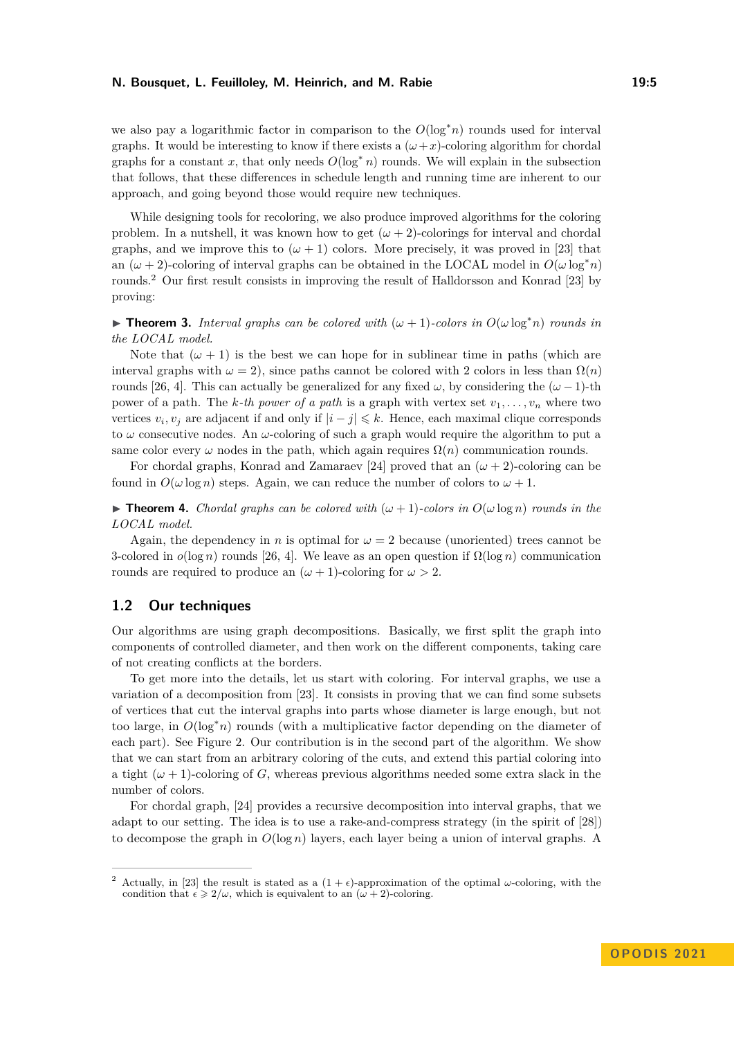we also pay a logarithmic factor in comparison to the $O(\log^* n)$ rounds used for interval graphs. It would be interesting to know if there exists a $(\omega+x)$-coloring algorithm for chordal graphs for a constant $x$, that only needs $O(\log^* n)$ rounds. We will explain in the subsection that follows, that these differences in schedule length and running time are inherent to our approach, and going beyond those would require new techniques.

While designing tools for recoloring, we also produce improved algorithms for the coloring problem. In a nutshell, it was known how to get $(\omega+2)$-colorings for interval and chordal graphs, and we improve this to $(\omega+1)$ colors. More precisely, it was proved in [23] that an $(\omega+2)$-coloring of interval graphs can be obtained in the LOCAL model in $O(\omega \log^* n)$ rounds.[2] Our first result consists in improving the result of Halldorsson and Konrad [23] by proving:

▶ **Theorem 3.** *Interval graphs can be colored with $(\omega+1)$-colors in $O(\omega \log^* n)$ rounds in the LOCAL model.*

Note that $(\omega+1)$ is the best we can hope for in sublinear time in paths (which are interval graphs with $\omega = 2$), since paths cannot be colored with 2 colors in less than $\Omega(n)$ rounds [26, 4]. This can actually be generalized for any fixed $\omega$, by considering the $(\omega-1)$-th power of a path. The *$k$-th power of a path* is a graph with vertex set $v_1, \dots, v_n$ where two vertices $v_i, v_j$ are adjacent if and only if $|i-j| \leqslant k$. Hence, each maximal clique corresponds to $\omega$ consecutive nodes. An $\omega$-coloring of such a graph would require the algorithm to put a same color every $\omega$ nodes in the path, which again requires $\Omega(n)$ communication rounds.

For chordal graphs, Konrad and Zamaraev [24] proved that an $(\omega+2)$-coloring can be found in $O(\omega \log n)$ steps. Again, we can reduce the number of colors to $\omega+1$.

▶ **Theorem 4.** *Chordal graphs can be colored with $(\omega+1)$-colors in $O(\omega \log n)$ rounds in the LOCAL model.*

Again, the dependency in $n$ is optimal for $\omega = 2$ because (unoriented) trees cannot be 3-colored in $o(\log n)$ rounds [26, 4]. We leave as an open question if $\Omega(\log n)$ communication rounds are required to produce an $(\omega+1)$-coloring for $\omega > 2$.

## 1.2 Our techniques

Our algorithms are using graph decompositions. Basically, we first split the graph into components of controlled diameter, and then work on the different components, taking care of not creating conflicts at the borders.

To get more into the details, let us start with coloring. For interval graphs, we use a variation of a decomposition from [23]. It consists in proving that we can find some subsets of vertices that cut the interval graphs into parts whose diameter is large enough, but not too large, in $O(\log^* n)$ rounds (with a multiplicative factor depending on the diameter of each part). See Figure 2. Our contribution is in the second part of the algorithm. We show that we can start from an arbitrary coloring of the cuts, and extend this partial coloring into a tight $(\omega+1)$-coloring of $G$, whereas previous algorithms needed some extra slack in the number of colors.

For chordal graph, [24] provides a recursive decomposition into interval graphs, that we adapt to our setting. The idea is to use a rake-and-compress strategy (in the spirit of [28]) to decompose the graph in $O(\log n)$ layers, each layer being a union of interval graphs. A

[2] Actually, in [23] the result is stated as a $(1+\epsilon)$-approximation of the optimal $\omega$-coloring, with the condition that $\epsilon \geqslant 2/\omega$, which is equivalent to an $(\omega+2)$-coloring.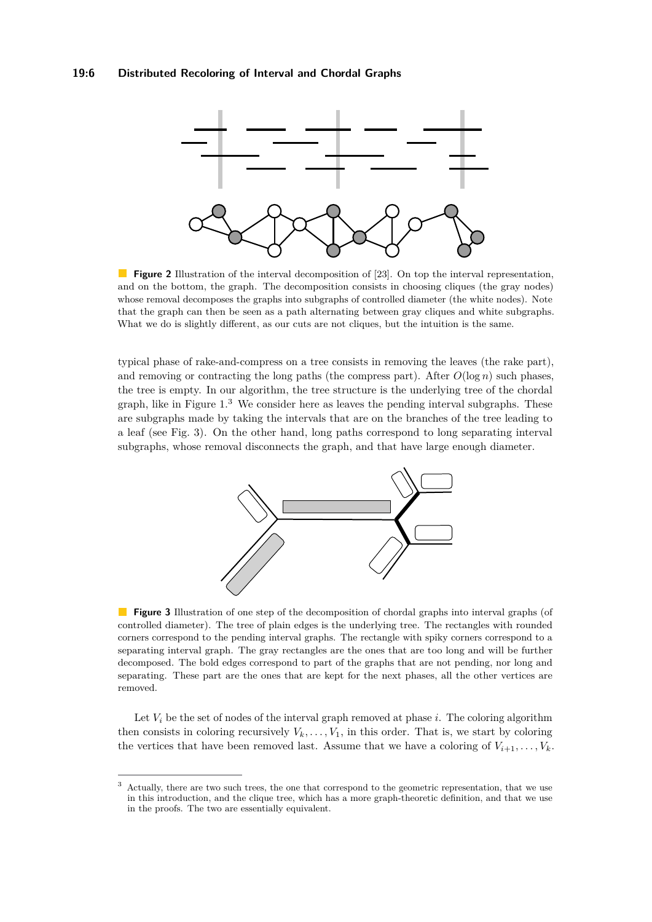**Figure 2** Illustration of the interval decomposition of [23]. On top the interval representation, and on the bottom, the graph. The decomposition consists in choosing cliques (the gray nodes) whose removal decomposes the graphs into subgraphs of controlled diameter (the white nodes). Note that the graph can then be seen as a path alternating between gray cliques and white subgraphs. What we do is slightly different, as our cuts are not cliques, but the intuition is the same.

typical phase of rake-and-compress on a tree consists in removing the leaves (the rake part), and removing or contracting the long paths (the compress part). After $O(\log n)$ such phases, the tree is empty. In our algorithm, the tree structure is the underlying tree of the chordal graph, like in Figure 1.[3] We consider here as leaves the pending interval subgraphs. These are subgraphs made by taking the intervals that are on the branches of the tree leading to a leaf (see Fig. 3). On the other hand, long paths correspond to long separating interval subgraphs, whose removal disconnects the graph, and that have large enough diameter.

**Figure 3** Illustration of one step of the decomposition of chordal graphs into interval graphs (of controlled diameter). The tree of plain edges is the underlying tree. The rectangles with rounded corners correspond to the pending interval graphs. The rectangle with spiky corners correspond to a separating interval graph. The gray rectangles are the ones that are too long and will be further decomposed. The bold edges correspond to part of the graphs that are not pending, nor long and separating. These part are the ones that are kept for the next phases, all the other vertices are removed.

Let $V_i$ be the set of nodes of the interval graph removed at phase $i$. The coloring algorithm then consists in coloring recursively $V_k, \ldots, V_1$, in this order. That is, we start by coloring the vertices that have been removed last. Assume that we have a coloring of $V_{i+1}, \ldots, V_k$.

[3] Actually, there are two such trees, the one that correspond to the geometric representation, that we use in this introduction, and the clique tree, which has a more graph-theoretic definition, and that we use in the proofs. The two are essentially equivalent.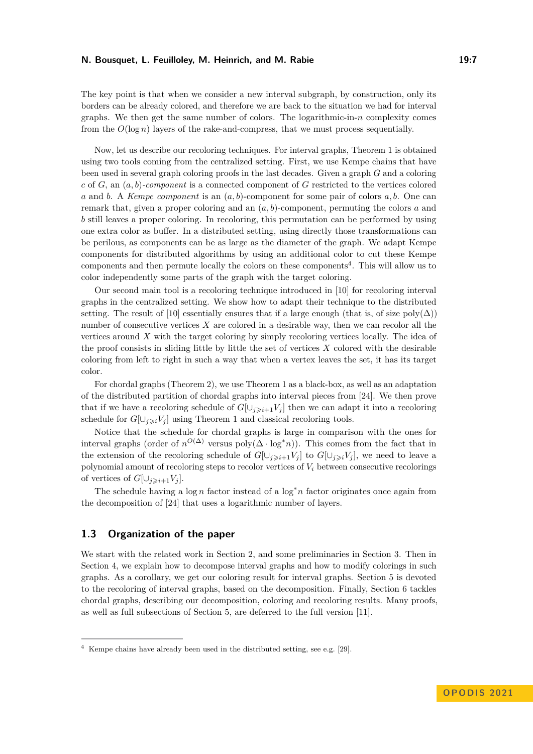The key point is that when we consider a new interval subgraph, by construction, only its borders can be already colored, and therefore we are back to the situation we had for interval graphs. We then get the same number of colors. The logarithmic-in-$n$ complexity comes from the $O(\log n)$ layers of the rake-and-compress, that we must process sequentially.

Now, let us describe our recoloring techniques. For interval graphs, Theorem 1 is obtained using two tools coming from the centralized setting. First, we use Kempe chains that have been used in several graph coloring proofs in the last decades. Given a graph $G$ and a coloring $c$ of $G$, an *$(a, b)$-component* is a connected component of $G$ restricted to the vertices colored $a$ and $b$. A *Kempe component* is an $(a, b)$-component for some pair of colors $a, b$. One can remark that, given a proper coloring and an $(a, b)$-component, permuting the colors $a$ and $b$ still leaves a proper coloring. In recoloring, this permutation can be performed by using one extra color as buffer. In a distributed setting, using directly those transformations can be perilous, as components can be as large as the diameter of the graph. We adapt Kempe components for distributed algorithms by using an additional color to cut these Kempe components and then permute locally the colors on these components[4]. This will allow us to color independently some parts of the graph with the target coloring.

Our second main tool is a recoloring technique introduced in [10] for recoloring interval graphs in the centralized setting. We show how to adapt their technique to the distributed setting. The result of [10] essentially ensures that if a large enough (that is, of size $\text{poly}(\Delta)$) number of consecutive vertices $X$ are colored in a desirable way, then we can recolor all the vertices around $X$ with the target coloring by simply recoloring vertices locally. The idea of the proof consists in sliding little by little the set of vertices $X$ colored with the desirable coloring from left to right in such a way that when a vertex leaves the set, it has its target color.

For chordal graphs (Theorem 2), we use Theorem 1 as a black-box, as well as an adaptation of the distributed partition of chordal graphs into interval pieces from [24]. We then prove that if we have a recoloring schedule of $G[\cup_{j \geqslant i+1} V_j]$ then we can adapt it into a recoloring schedule for $G[\cup_{j \geqslant i} V_j]$ using Theorem 1 and classical recoloring tools.

Notice that the schedule for chordal graphs is large in comparison with the ones for interval graphs (order of $n^{O(\Delta)}$ versus $\text{poly}(\Delta \cdot \log^* n)$). This comes from the fact that in the extension of the recoloring schedule of $G[\cup_{j \geqslant i+1} V_j]$ to $G[\cup_{j \geqslant i} V_j]$, we need to leave a polynomial amount of recoloring steps to recolor vertices of $V_i$ between consecutive recolorings of vertices of $G[\cup_{j \geqslant i+1} V_j]$.

The schedule having a $\log n$ factor instead of a $\log^* n$ factor originates once again from the decomposition of [24] that uses a logarithmic number of layers.

## 1.3 Organization of the paper

We start with the related work in Section 2, and some preliminaries in Section 3. Then in Section 4, we explain how to decompose interval graphs and how to modify colorings in such graphs. As a corollary, we get our coloring result for interval graphs. Section 5 is devoted to the recoloring of interval graphs, based on the decomposition. Finally, Section 6 tackles chordal graphs, describing our decomposition, coloring and recoloring results. Many proofs, as well as full subsections of Section 5, are deferred to the full version [11].

[4] Kempe chains have already been used in the distributed setting, see e.g. [29].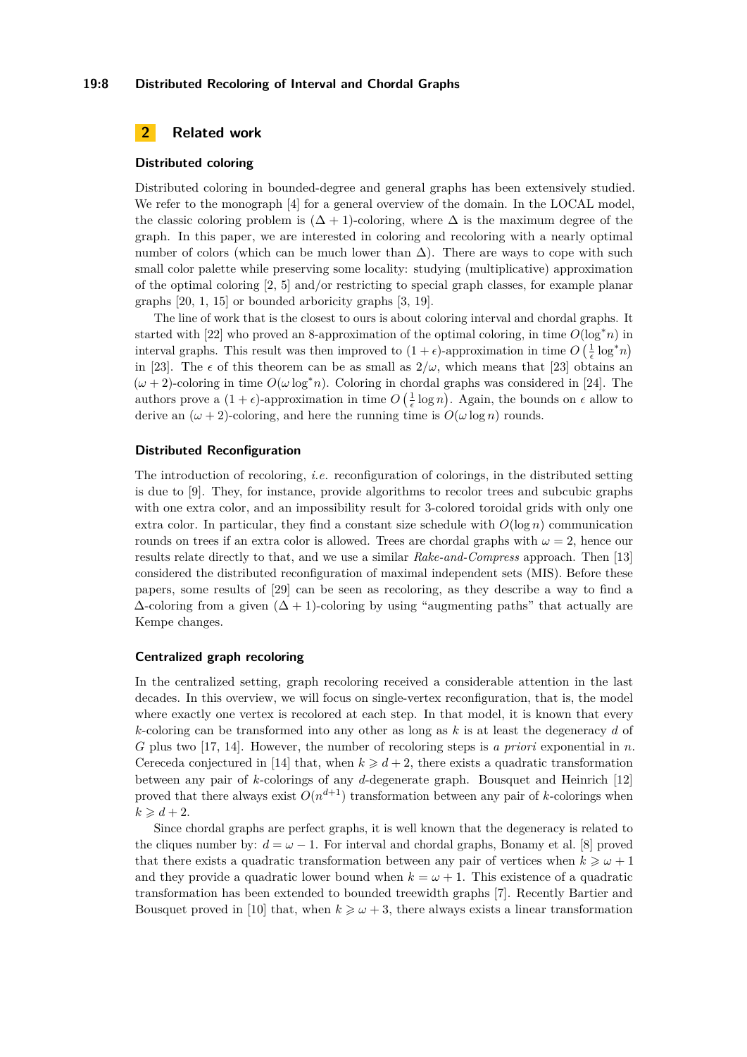## 2 Related work

### Distributed coloring

Distributed coloring in bounded-degree and general graphs has been extensively studied. We refer to the monograph [4] for a general overview of the domain. In the LOCAL model, the classic coloring problem is $(\Delta + 1)$-coloring, where $\Delta$ is the maximum degree of the graph. In this paper, we are interested in coloring and recoloring with a nearly optimal number of colors (which can be much lower than $\Delta$). There are ways to cope with such small color palette while preserving some locality: studying (multiplicative) approximation of the optimal coloring [2, 5] and/or restricting to special graph classes, for example planar graphs [20, 1, 15] or bounded arboricity graphs [3, 19].

The line of work that is the closest to ours is about coloring interval and chordal graphs. It started with [22] who proved an 8-approximation of the optimal coloring, in time $O(\log^* n)$ in interval graphs. This result was then improved to $(1 + \epsilon)$-approximation in time $O\left(\frac{1}{\epsilon} \log^* n\right)$ in [23]. The $\epsilon$ of this theorem can be as small as $2/\omega$, which means that [23] obtains an $(\omega + 2)$-coloring in time $O(\omega \log^* n)$. Coloring in chordal graphs was considered in [24]. The authors prove a $(1 + \epsilon)$-approximation in time $O\left(\frac{1}{\epsilon} \log n\right)$. Again, the bounds on $\epsilon$ allow to derive an $(\omega + 2)$-coloring, and here the running time is $O(\omega \log n)$ rounds.

### Distributed Reconfiguration

The introduction of recoloring, *i.e.* reconfiguration of colorings, in the distributed setting is due to [9]. They, for instance, provide algorithms to recolor trees and subcubic graphs with one extra color, and an impossibility result for 3-colored toroidal grids with only one extra color. In particular, they find a constant size schedule with $O(\log n)$ communication rounds on trees if an extra color is allowed. Trees are chordal graphs with $\omega = 2$, hence our results relate directly to that, and we use a similar *Rake-and-Compress* approach. Then [13] considered the distributed reconfiguration of maximal independent sets (MIS). Before these papers, some results of [29] can be seen as recoloring, as they describe a way to find a $\Delta$-coloring from a given $(\Delta + 1)$-coloring by using "augmenting paths" that actually are Kempe changes.

### Centralized graph recoloring

In the centralized setting, graph recoloring received a considerable attention in the last decades. In this overview, we will focus on single-vertex reconfiguration, that is, the model where exactly one vertex is recolored at each step. In that model, it is known that every $k$-coloring can be transformed into any other as long as $k$ is at least the degeneracy $d$ of $G$ plus two [17, 14]. However, the number of recoloring steps is *a priori* exponential in $n$. Cereceda conjectured in [14] that, when $k \geqslant d + 2$, there exists a quadratic transformation between any pair of $k$-colorings of any $d$-degenerate graph. Bousquet and Heinrich [12] proved that there always exist $O(n^{d+1})$ transformation between any pair of $k$-colorings when $k \geqslant d + 2$.

Since chordal graphs are perfect graphs, it is well known that the degeneracy is related to the cliques number by: $d = \omega - 1$. For interval and chordal graphs, Bonamy et al. [8] proved that there exists a quadratic transformation between any pair of vertices when $k \geqslant \omega + 1$ and they provide a quadratic lower bound when $k = \omega + 1$. This existence of a quadratic transformation has been extended to bounded treewidth graphs [7]. Recently Bartier and Bousquet proved in [10] that, when $k \geqslant \omega + 3$, there always exists a linear transformation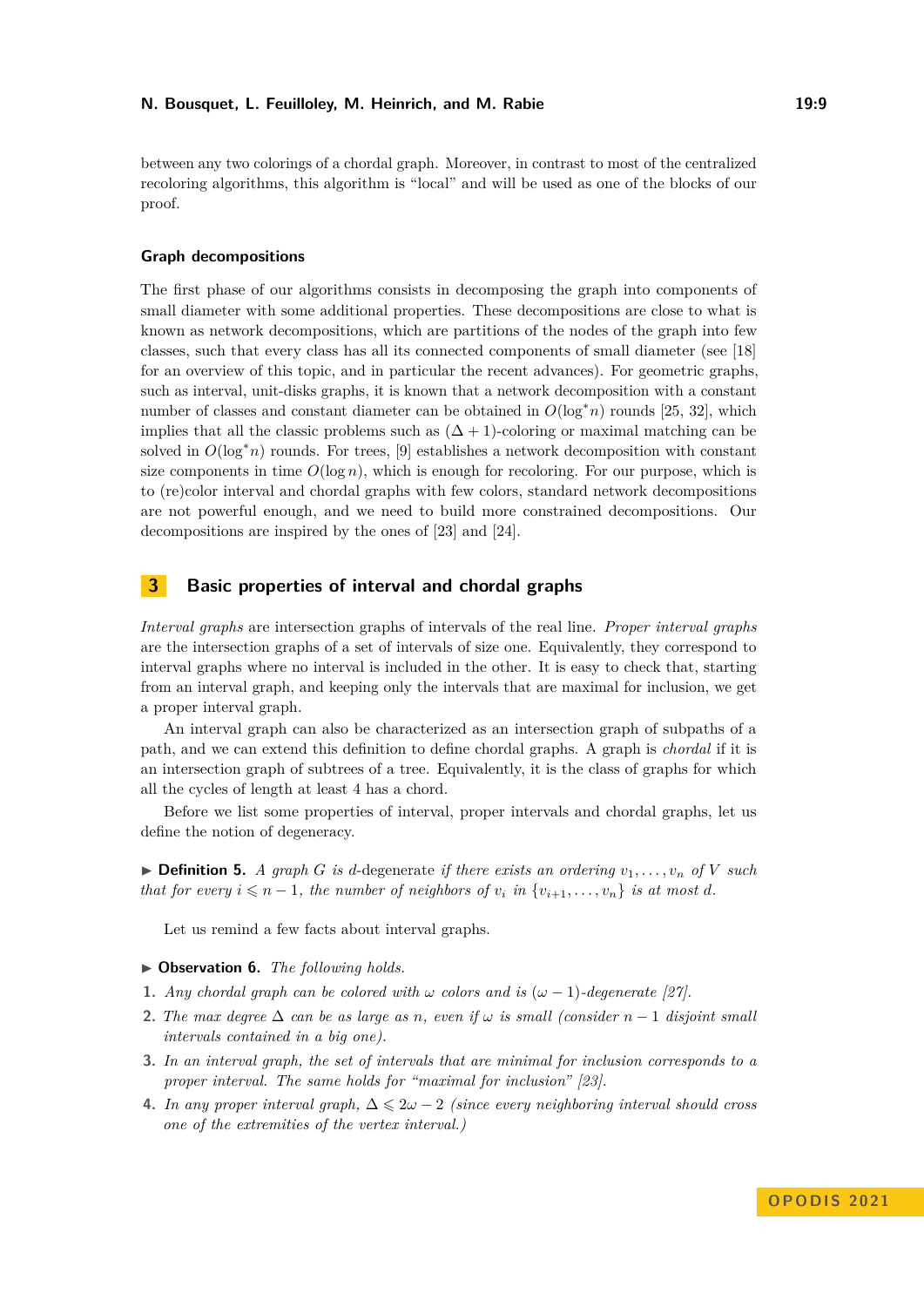between any two colorings of a chordal graph. Moreover, in contrast to most of the centralized recoloring algorithms, this algorithm is "local" and will be used as one of the blocks of our proof.

### Graph decompositions

The first phase of our algorithms consists in decomposing the graph into components of small diameter with some additional properties. These decompositions are close to what is known as network decompositions, which are partitions of the nodes of the graph into few classes, such that every class has all its connected components of small diameter (see [18] for an overview of this topic, and in particular the recent advances). For geometric graphs, such as interval, unit-disks graphs, it is known that a network decomposition with a constant number of classes and constant diameter can be obtained in $O(\log^* n)$ rounds [25, 32], which implies that all the classic problems such as $(\Delta+1)$-coloring or maximal matching can be solved in $O(\log^* n)$ rounds. For trees, [9] establishes a network decomposition with constant size components in time $O(\log n)$, which is enough for recoloring. For our purpose, which is to (re)color interval and chordal graphs with few colors, standard network decompositions are not powerful enough, and we need to build more constrained decompositions. Our decompositions are inspired by the ones of [23] and [24].

## 3 Basic properties of interval and chordal graphs

*Interval graphs* are intersection graphs of intervals of the real line. *Proper interval graphs* are the intersection graphs of a set of intervals of size one. Equivalently, they correspond to interval graphs where no interval is included in the other. It is easy to check that, starting from an interval graph, and keeping only the intervals that are maximal for inclusion, we get a proper interval graph.

An interval graph can also be characterized as an intersection graph of subpaths of a path, and we can extend this definition to define chordal graphs. A graph is *chordal* if it is an intersection graph of subtrees of a tree. Equivalently, it is the class of graphs for which all the cycles of length at least 4 has a chord.

Before we list some properties of interval, proper intervals and chordal graphs, let us define the notion of degeneracy.

▶ **Definition 5.** *A graph $G$ is $d$-degenerate if there exists an ordering $v_1, \ldots, v_n$ of $V$ such that for every $i \leqslant n-1$, the number of neighbors of $v_i$ in $\{v_{i+1}, \ldots, v_n\}$ is at most $d$.*

Let us remind a few facts about interval graphs.

▶ **Observation 6.** *The following holds.*

1. *Any chordal graph can be colored with $\omega$ colors and is $(\omega-1)$-degenerate [27].*
2. *The max degree $\Delta$ can be as large as $n$, even if $\omega$ is small (consider $n-1$ disjoint small intervals contained in a big one).*
3. *In an interval graph, the set of intervals that are minimal for inclusion corresponds to a proper interval. The same holds for "maximal for inclusion" [23].*
4. *In any proper interval graph, $\Delta \leqslant 2\omega - 2$ (since every neighboring interval should cross one of the extremities of the vertex interval.)*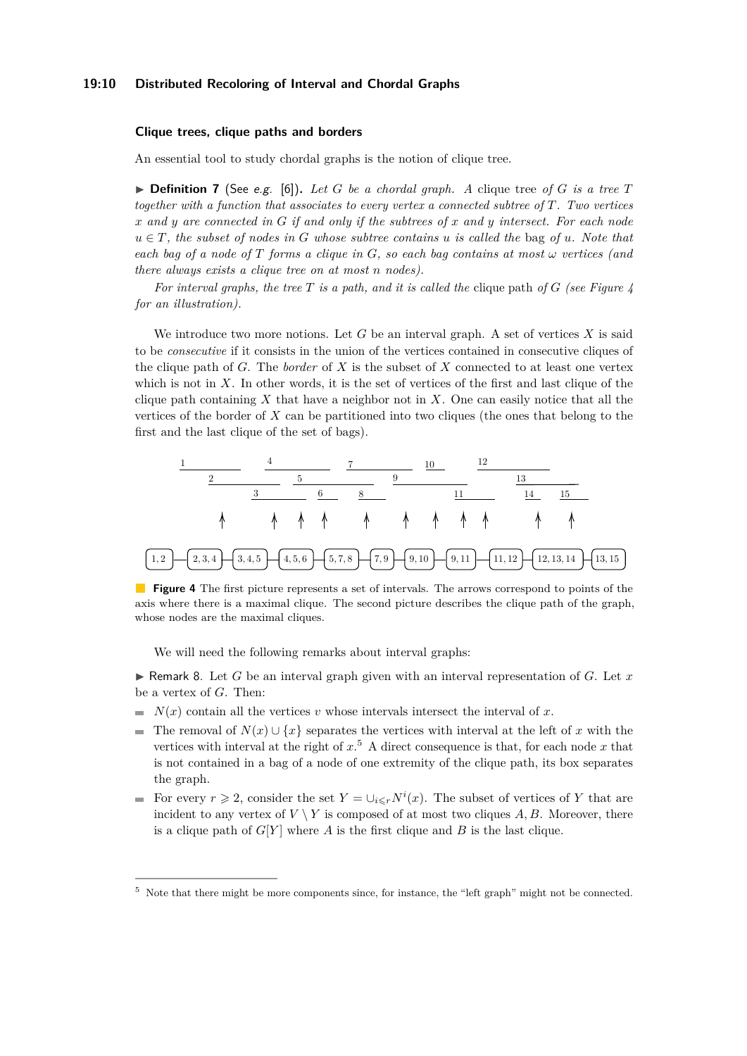### Clique trees, clique paths and borders

An essential tool to study chordal graphs is the notion of clique tree.

▶ **Definition 7** (See *e.g.* [6])**.** *Let $G$ be a chordal graph. A* clique tree *of $G$ is a tree $T$ together with a function that associates to every vertex a connected subtree of $T$. Two vertices $x$ and $y$ are connected in $G$ if and only if the subtrees of $x$ and $y$ intersect. For each node $u \in T$, the subset of nodes in $G$ whose subtree contains $u$ is called the* bag *of $u$. Note that each bag of a node of $T$ forms a clique in $G$, so each bag contains at most $\omega$ vertices (and there always exists a clique tree on at most $n$ nodes).*

*For interval graphs, the tree $T$ is a path, and it is called the* clique path *of $G$ (see Figure 4 for an illustration).*

We introduce two more notions. Let $G$ be an interval graph. A set of vertices $X$ is said to be *consecutive* if it consists in the union of the vertices contained in consecutive cliques of the clique path of $G$. The *border* of $X$ is the subset of $X$ connected to at least one vertex which is not in $X$. In other words, it is the set of vertices of the first and last clique of the clique path containing $X$ that have a neighbor not in $X$. One can easily notice that all the vertices of the border of $X$ can be partitioned into two cliques (the ones that belong to the first and the last clique of the set of bags).

**Figure 4** The first picture represents a set of intervals. The arrows correspond to points of the axis where there is a maximal clique. The second picture describes the clique path of the graph, whose nodes are the maximal cliques.

We will need the following remarks about interval graphs:

▶ Remark 8. Let $G$ be an interval graph given with an interval representation of $G$. Let $x$ be a vertex of $G$. Then:

- $N(x)$ contain all the vertices $v$ whose intervals intersect the interval of $x$.
- The removal of $N(x) \cup \{x\}$ separates the vertices with interval at the left of $x$ with the vertices with interval at the right of $x$.[5] A direct consequence is that, for each node $x$ that is not contained in a bag of a node of one extremity of the clique path, its box separates the graph.
- For every $r \geqslant 2$, consider the set $Y = \cup_{i \leqslant r} N^i(x)$. The subset of vertices of $Y$ that are incident to any vertex of $V \setminus Y$ is composed of at most two cliques $A, B$. Moreover, there is a clique path of $G[Y]$ where $A$ is the first clique and $B$ is the last clique.

[5] Note that there might be more components since, for instance, the "left graph" might not be connected.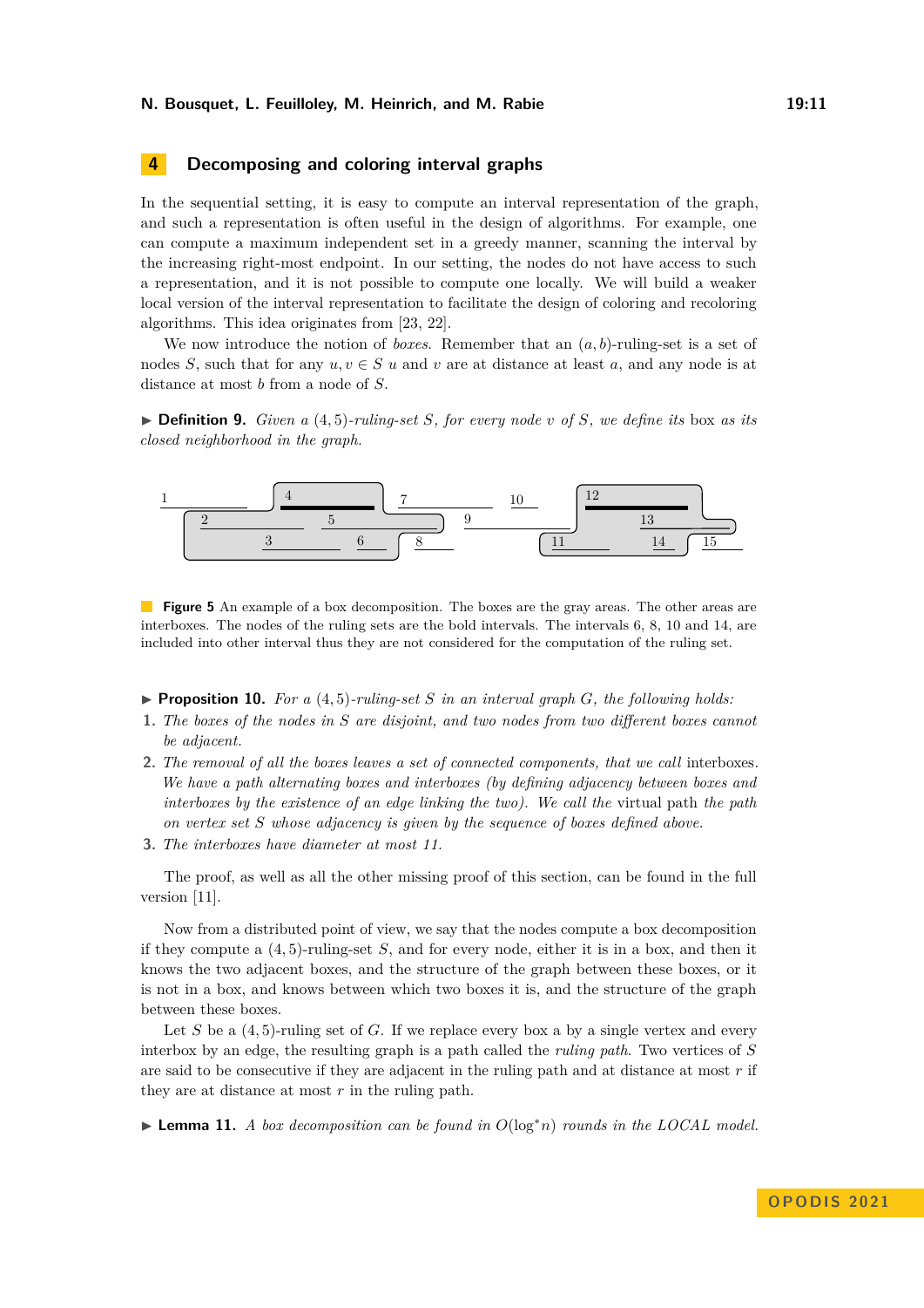## 4 Decomposing and coloring interval graphs

In the sequential setting, it is easy to compute an interval representation of the graph, and such a representation is often useful in the design of algorithms. For example, one can compute a maximum independent set in a greedy manner, scanning the interval by the increasing right-most endpoint. In our setting, the nodes do not have access to such a representation, and it is not possible to compute one locally. We will build a weaker local version of the interval representation to facilitate the design of coloring and recoloring algorithms. This idea originates from [23, 22].

We now introduce the notion of *boxes*. Remember that an $(a, b)$-ruling-set is a set of nodes $S$, such that for any $u, v \in S$ $u$ and $v$ are at distance at least $a$, and any node is at distance at most $b$ from a node of $S$.

▶ **Definition 9.** *Given a $(4, 5)$-ruling-set $S$, for every node $v$ of $S$, we define its* box *as its closed neighborhood in the graph.*

**Figure 5** An example of a box decomposition. The boxes are the gray areas. The other areas are interboxes. The nodes of the ruling sets are the bold intervals. The intervals 6, 8, 10 and 14, are included into other interval thus they are not considered for the computation of the ruling set.

▶ **Proposition 10.** *For a $(4, 5)$-ruling-set $S$ in an interval graph $G$, the following holds:*

1. *The boxes of the nodes in $S$ are disjoint, and two nodes from two different boxes cannot be adjacent.*
2. *The removal of all the boxes leaves a set of connected components, that we call* interboxes*. We have a path alternating boxes and interboxes (by defining adjacency between boxes and interboxes by the existence of an edge linking the two). We call the* virtual path *the path on vertex set $S$ whose adjacency is given by the sequence of boxes defined above.*
3. *The interboxes have diameter at most 11.*

The proof, as well as all the other missing proof of this section, can be found in the full version [11].

Now from a distributed point of view, we say that the nodes compute a box decomposition if they compute a $(4, 5)$-ruling-set $S$, and for every node, either it is in a box, and then it knows the two adjacent boxes, and the structure of the graph between these boxes, or it is not in a box, and knows between which two boxes it is, and the structure of the graph between these boxes.

Let $S$ be a $(4, 5)$-ruling set of $G$. If we replace every box a by a single vertex and every interbox by an edge, the resulting graph is a path called the *ruling path*. Two vertices of $S$ are said to be consecutive if they are adjacent in the ruling path and at distance at most $r$ if they are at distance at most $r$ in the ruling path.

▶ **Lemma 11.** *A box decomposition can be found in $O(\log^* n)$ rounds in the LOCAL model.*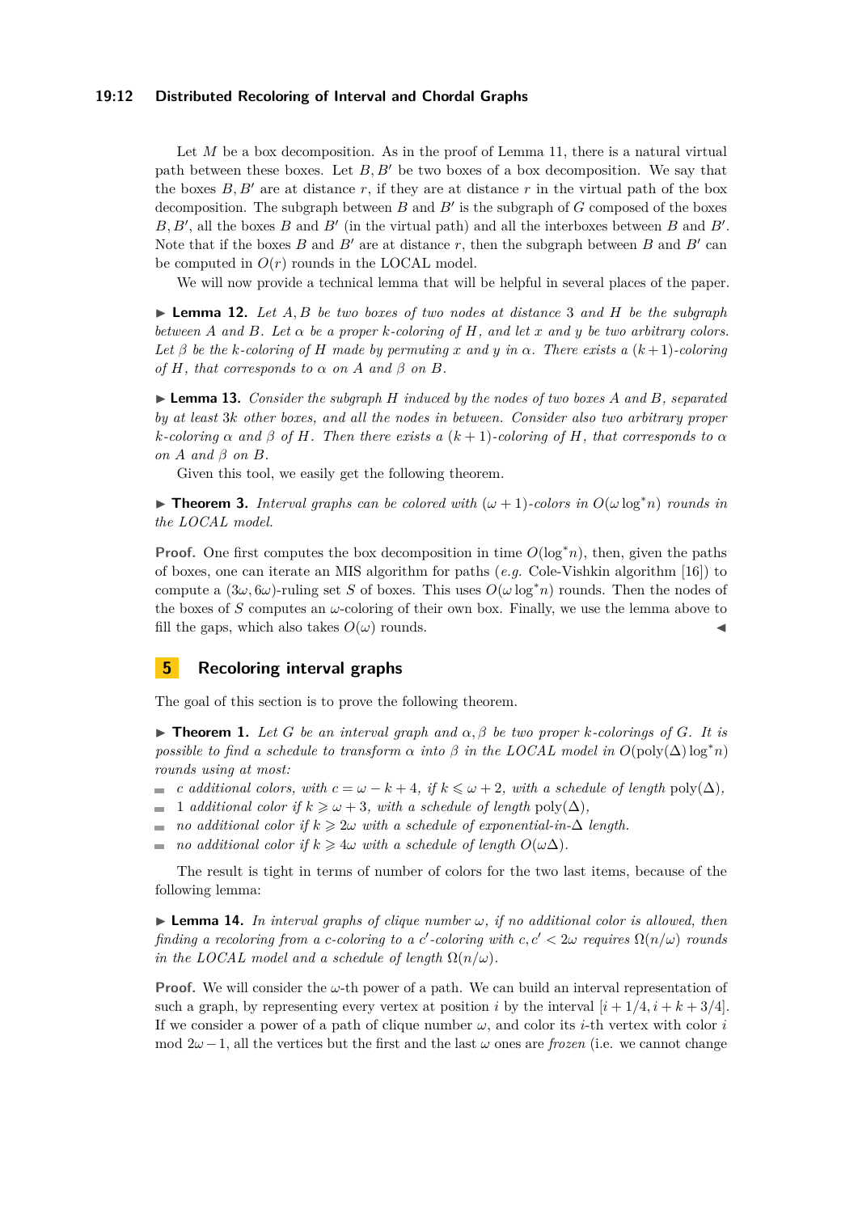Let $M$ be a box decomposition. As in the proof of Lemma 11, there is a natural virtual path between these boxes. Let $B, B'$ be two boxes of a box decomposition. We say that the boxes $B, B'$ are at distance $r$, if they are at distance $r$ in the virtual path of the box decomposition. The subgraph between $B$ and $B'$ is the subgraph of $G$ composed of the boxes $B, B'$, all the boxes $B$ and $B'$ (in the virtual path) and all the interboxes between $B$ and $B'$. Note that if the boxes $B$ and $B'$ are at distance $r$, then the subgraph between $B$ and $B'$ can be computed in $O(r)$ rounds in the LOCAL model.

We will now provide a technical lemma that will be helpful in several places of the paper.

▶ **Lemma 12.** *Let $A, B$ be two boxes of two nodes at distance 3 and $H$ be the subgraph between $A$ and $B$. Let $\alpha$ be a proper $k$-coloring of $H$, and let $x$ and $y$ be two arbitrary colors. Let $\beta$ be the $k$-coloring of $H$ made by permuting $x$ and $y$ in $\alpha$. There exists a $(k+1)$-coloring of $H$, that corresponds to $\alpha$ on $A$ and $\beta$ on $B$.*

▶ **Lemma 13.** *Consider the subgraph $H$ induced by the nodes of two boxes $A$ and $B$, separated by at least $3k$ other boxes, and all the nodes in between. Consider also two arbitrary proper $k$-coloring $\alpha$ and $\beta$ of $H$. Then there exists a $(k+1)$-coloring of $H$, that corresponds to $\alpha$ on $A$ and $\beta$ on $B$.*

Given this tool, we easily get the following theorem.

▶ **Theorem 3.** *Interval graphs can be colored with $(\omega+1)$-colors in $O(\omega \log^* n)$ rounds in the LOCAL model.*

**Proof.** One first computes the box decomposition in time $O(\log^* n)$, then, given the paths of boxes, one can iterate an MIS algorithm for paths (*e.g.* Cole-Vishkin algorithm [16]) to compute a $(3\omega, 6\omega)$-ruling set $S$ of boxes. This uses $O(\omega \log^* n)$ rounds. Then the nodes of the boxes of $S$ computes an $\omega$-coloring of their own box. Finally, we use the lemma above to fill the gaps, which also takes $O(\omega)$ rounds. ◀

## 5 Recoloring interval graphs

The goal of this section is to prove the following theorem.

▶ **Theorem 1.** *Let $G$ be an interval graph and $\alpha, \beta$ be two proper $k$-colorings of $G$. It is possible to find a schedule to transform $\alpha$ into $\beta$ in the LOCAL model in $O(\text{poly}(\Delta) \log^* n)$ rounds using at most:*

- *$c$ additional colors, with $c = \omega - k + 4$, if $k \leqslant \omega + 2$, with a schedule of length $\text{poly}(\Delta)$,*
- *1 additional color if $k \geqslant \omega + 3$, with a schedule of length $\text{poly}(\Delta)$,*
- *no additional color if $k \geqslant 2\omega$ with a schedule of exponential-in-$\Delta$ length.*
- *no additional color if $k \geqslant 4\omega$ with a schedule of length $O(\omega\Delta)$.*

The result is tight in terms of number of colors for the two last items, because of the following lemma:

▶ **Lemma 14.** *In interval graphs of clique number $\omega$, if no additional color is allowed, then finding a recoloring from a $c$-coloring to a $c'$-coloring with $c, c' < 2\omega$ requires $\Omega(n/\omega)$ rounds in the LOCAL model and a schedule of length $\Omega(n/\omega)$.*

**Proof.** We will consider the $\omega$-th power of a path. We can build an interval representation of such a graph, by representing every vertex at position $i$ by the interval $[i + 1/4, i + k + 3/4]$. If we consider a power of a path of clique number $\omega$, and color its $i$-th vertex with color $i$ mod $2\omega - 1$, all the vertices but the first and the last $\omega$ ones are *frozen* (i.e. we cannot change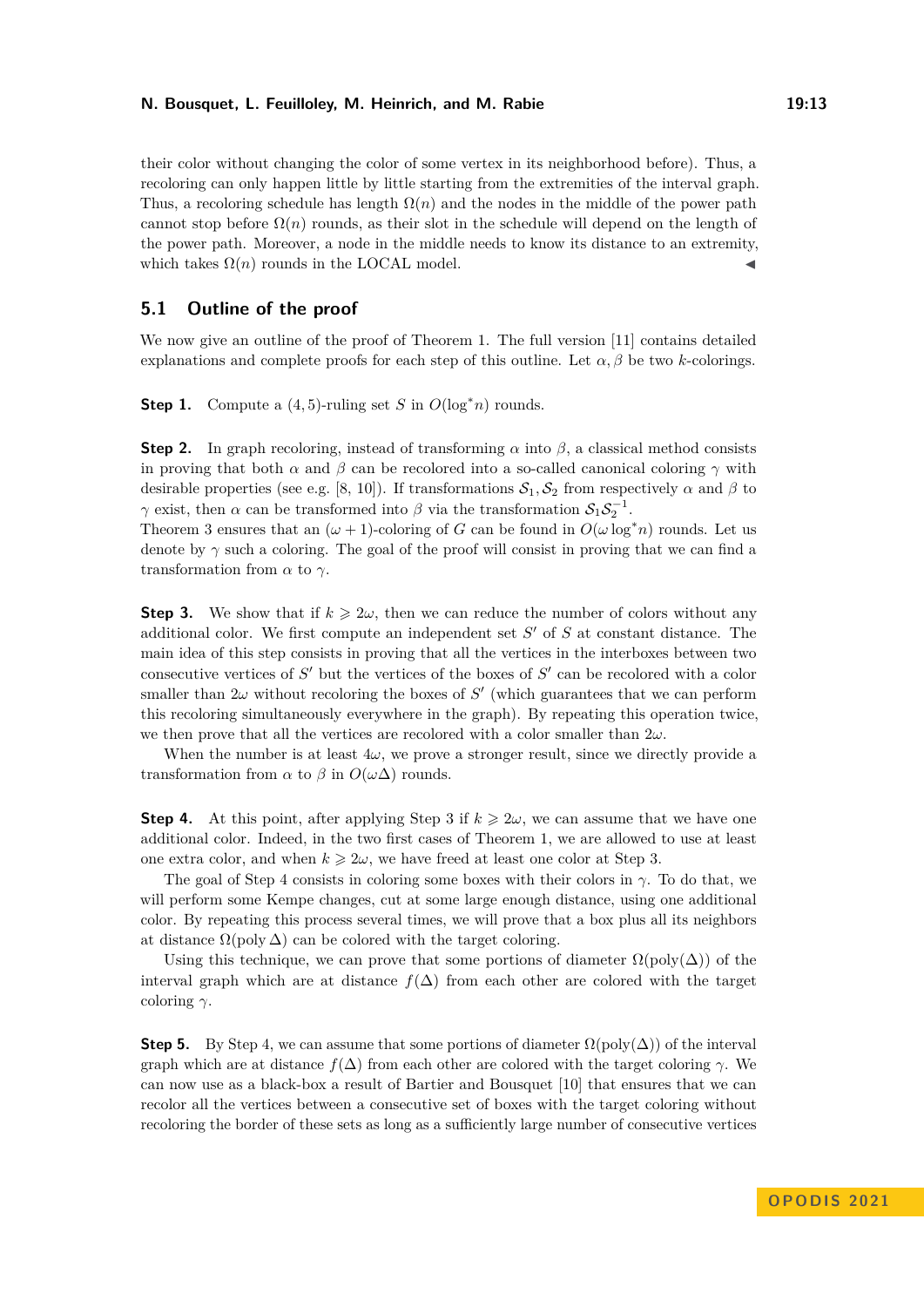their color without changing the color of some vertex in its neighborhood before). Thus, a recoloring can only happen little by little starting from the extremities of the interval graph. Thus, a recoloring schedule has length $\Omega(n)$ and the nodes in the middle of the power path cannot stop before $\Omega(n)$ rounds, as their slot in the schedule will depend on the length of the power path. Moreover, a node in the middle needs to know its distance to an extremity, which takes $\Omega(n)$ rounds in the LOCAL model. ◀

## 5.1 Outline of the proof

We now give an outline of the proof of Theorem 1. The full version [11] contains detailed explanations and complete proofs for each step of this outline. Let $\alpha, \beta$ be two $k$-colorings.

**Step 1.** Compute a $(4, 5)$-ruling set $S$ in $O(\log^* n)$ rounds.

**Step 2.** In graph recoloring, instead of transforming $\alpha$ into $\beta$, a classical method consists in proving that both $\alpha$ and $\beta$ can be recolored into a so-called canonical coloring $\gamma$ with desirable properties (see e.g. [8, 10]). If transformations $\mathcal{S}_1, \mathcal{S}_2$ from respectively $\alpha$ and $\beta$ to $\gamma$ exist, then $\alpha$ can be transformed into $\beta$ via the transformation $\mathcal{S}_1 \mathcal{S}_2^{-1}$.
Theorem 3 ensures that an $(\omega + 1)$-coloring of $G$ can be found in $O(\omega \log^* n)$ rounds. Let us denote by $\gamma$ such a coloring. The goal of the proof will consist in proving that we can find a transformation from $\alpha$ to $\gamma$.

**Step 3.** We show that if $k \geqslant 2\omega$, then we can reduce the number of colors without any additional color. We first compute an independent set $S'$ of $S$ at constant distance. The main idea of this step consists in proving that all the vertices in the interboxes between two consecutive vertices of $S'$ but the vertices of the boxes of $S'$ can be recolored with a color smaller than $2\omega$ without recoloring the boxes of $S'$ (which guarantees that we can perform this recoloring simultaneously everywhere in the graph). By repeating this operation twice, we then prove that all the vertices are recolored with a color smaller than $2\omega$.

When the number is at least $4\omega$, we prove a stronger result, since we directly provide a transformation from $\alpha$ to $\beta$ in $O(\omega\Delta)$ rounds.

**Step 4.** At this point, after applying Step 3 if $k \geqslant 2\omega$, we can assume that we have one additional color. Indeed, in the two first cases of Theorem 1, we are allowed to use at least one extra color, and when $k \geqslant 2\omega$, we have freed at least one color at Step 3.

The goal of Step 4 consists in coloring some boxes with their colors in $\gamma$. To do that, we will perform some Kempe changes, cut at some large enough distance, using one additional color. By repeating this process several times, we will prove that a box plus all its neighbors at distance $\Omega(\text{poly}\,\Delta)$ can be colored with the target coloring.

Using this technique, we can prove that some portions of diameter $\Omega(\text{poly}(\Delta))$ of the interval graph which are at distance $f(\Delta)$ from each other are colored with the target coloring $\gamma$.

**Step 5.** By Step 4, we can assume that some portions of diameter $\Omega(\text{poly}(\Delta))$ of the interval graph which are at distance $f(\Delta)$ from each other are colored with the target coloring $\gamma$. We can now use as a black-box a result of Bartier and Bousquet [10] that ensures that we can recolor all the vertices between a consecutive set of boxes with the target coloring without recoloring the border of these sets as long as a sufficiently large number of consecutive vertices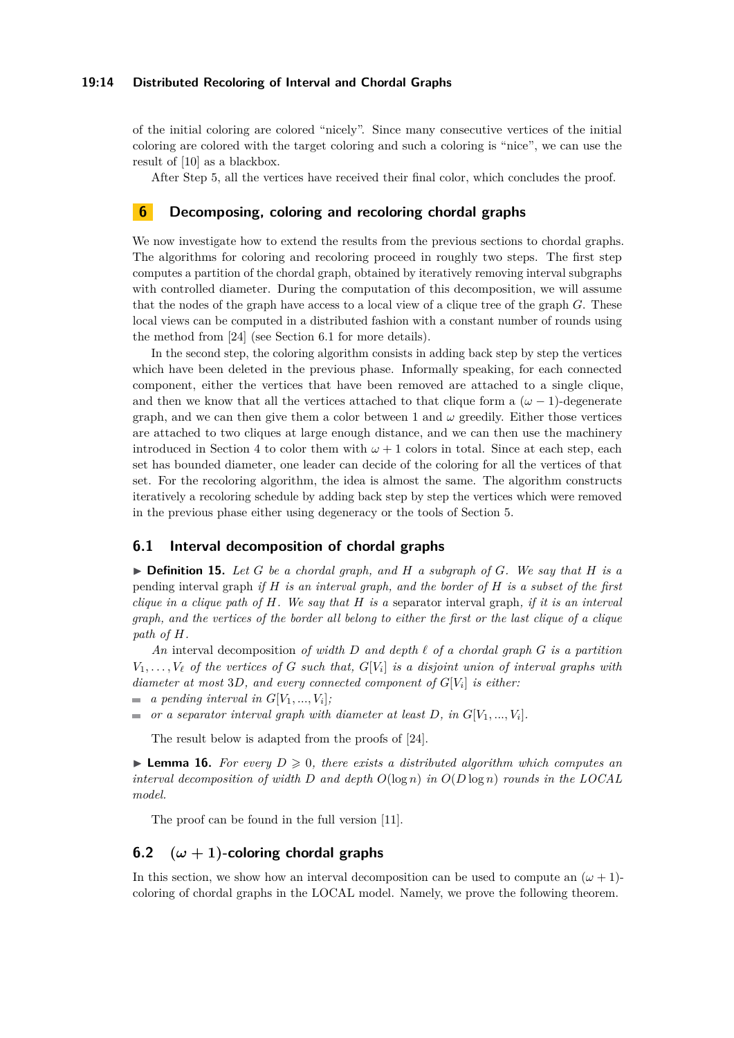of the initial coloring are colored "nicely". Since many consecutive vertices of the initial coloring are colored with the target coloring and such a coloring is "nice", we can use the result of [10] as a blackbox.

After Step 5, all the vertices have received their final color, which concludes the proof.

## 6 Decomposing, coloring and recoloring chordal graphs

We now investigate how to extend the results from the previous sections to chordal graphs. The algorithms for coloring and recoloring proceed in roughly two steps. The first step computes a partition of the chordal graph, obtained by iteratively removing interval subgraphs with controlled diameter. During the computation of this decomposition, we will assume that the nodes of the graph have access to a local view of a clique tree of the graph $G$. These local views can be computed in a distributed fashion with a constant number of rounds using the method from [24] (see Section 6.1 for more details).

In the second step, the coloring algorithm consists in adding back step by step the vertices which have been deleted in the previous phase. Informally speaking, for each connected component, either the vertices that have been removed are attached to a single clique, and then we know that all the vertices attached to that clique form a $(\omega - 1)$-degenerate graph, and we can then give them a color between 1 and $\omega$ greedily. Either those vertices are attached to two cliques at large enough distance, and we can then use the machinery introduced in Section 4 to color them with $\omega + 1$ colors in total. Since at each step, each set has bounded diameter, one leader can decide of the coloring for all the vertices of that set. For the recoloring algorithm, the idea is almost the same. The algorithm constructs iteratively a recoloring schedule by adding back step by step the vertices which were removed in the previous phase either using degeneracy or the tools of Section 5.

### 6.1 Interval decomposition of chordal graphs

▶ **Definition 15.** *Let $G$ be a chordal graph, and $H$ a subgraph of $G$. We say that $H$ is a* pending interval graph *if $H$ is an interval graph, and the border of $H$ is a subset of the first clique in a clique path of $H$. We say that $H$ is a* separator interval graph, *if it is an interval graph, and the vertices of the border all belong to either the first or the last clique of a clique path of $H$.*

*An* interval decomposition *of width $D$ and depth $\ell$ of a chordal graph $G$ is a partition $V_1, \ldots, V_\ell$ of the vertices of $G$ such that, $G[V_i]$ is a disjoint union of interval graphs with diameter at most $3D$, and every connected component of $G[V_i]$ is either:*

- *a pending interval in $G[V_1, ..., V_i]$;*
- *or a separator interval graph with diameter at least $D$, in $G[V_1, ..., V_i]$.*

The result below is adapted from the proofs of [24].

▶ **Lemma 16.** *For every $D \geqslant 0$, there exists a distributed algorithm which computes an interval decomposition of width $D$ and depth $O(\log n)$ in $O(D \log n)$ rounds in the LOCAL model.*

The proof can be found in the full version [11].

### 6.2 $(\omega + 1)$-coloring chordal graphs

In this section, we show how an interval decomposition can be used to compute an $(\omega + 1)$-coloring of chordal graphs in the LOCAL model. Namely, we prove the following theorem.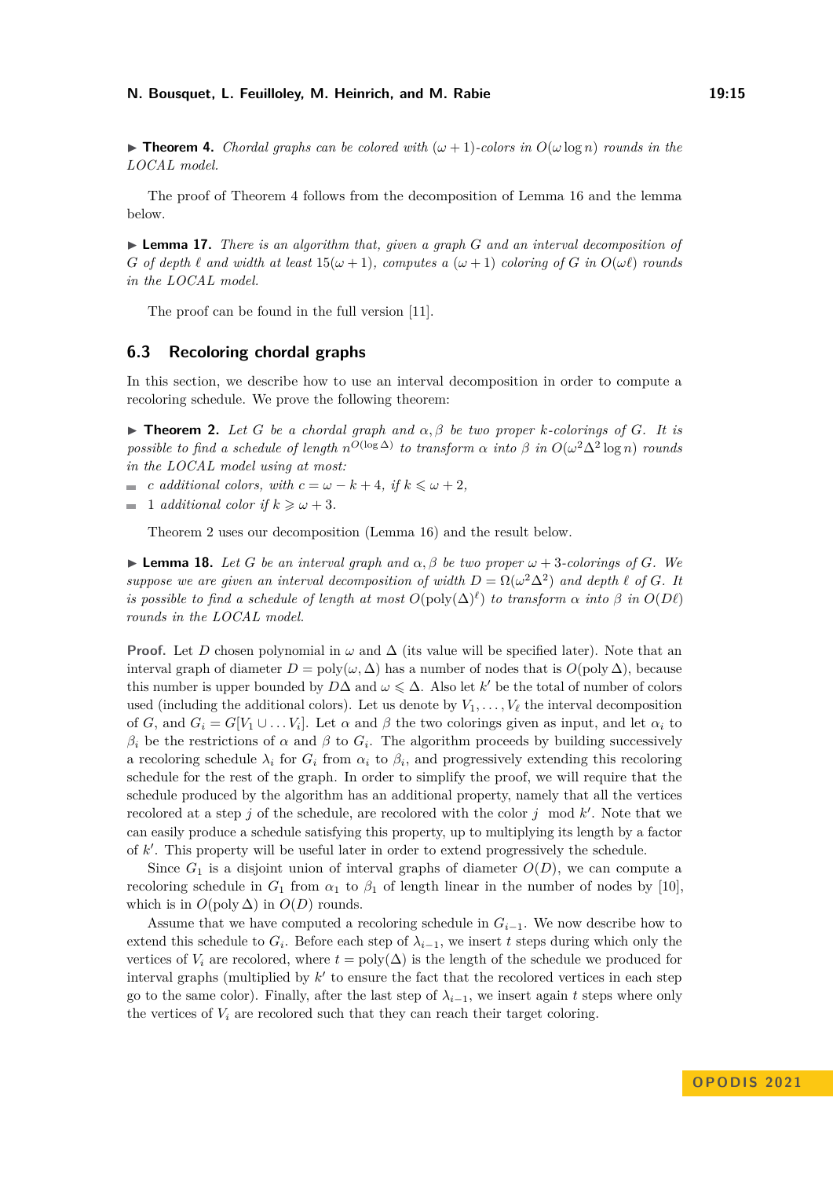▶ **Theorem 4.** *Chordal graphs can be colored with* $(\omega + 1)$*-colors in* $O(\omega \log n)$ *rounds in the LOCAL model.*

The proof of Theorem 4 follows from the decomposition of Lemma 16 and the lemma below.

▶ **Lemma 17.** *There is an algorithm that, given a graph* $G$ *and an interval decomposition of* $G$ *of depth* $\ell$ *and width at least* $15(\omega + 1)$*, computes a* $(\omega + 1)$ *coloring of* $G$ *in* $O(\omega\ell)$ *rounds in the LOCAL model.*

The proof can be found in the full version [11].

## 6.3 Recoloring chordal graphs

In this section, we describe how to use an interval decomposition in order to compute a recoloring schedule. We prove the following theorem:

▶ **Theorem 2.** *Let* $G$ *be a chordal graph and* $\alpha, \beta$ *be two proper* $k$*-colorings of* $G$*. It is possible to find a schedule of length* $n^{O(\log \Delta)}$ *to transform* $\alpha$ *into* $\beta$ *in* $O(\omega^2 \Delta^2 \log n)$ *rounds in the LOCAL model using at most:*

- $c$ *additional colors, with* $c = \omega - k + 4$*, if* $k \leqslant \omega + 2$*,*
- $1$ *additional color if* $k \geqslant \omega + 3$*.*

Theorem 2 uses our decomposition (Lemma 16) and the result below.

▶ **Lemma 18.** *Let* $G$ *be an interval graph and* $\alpha, \beta$ *be two proper* $\omega + 3$*-colorings of* $G$*. We suppose we are given an interval decomposition of width* $D = \Omega(\omega^2 \Delta^2)$ *and depth* $\ell$ *of* $G$*. It is possible to find a schedule of length at most* $O(\text{poly}(\Delta)^\ell)$ *to transform* $\alpha$ *into* $\beta$ *in* $O(D\ell)$ *rounds in the LOCAL model.*

**Proof.** Let $D$ chosen polynomial in $\omega$ and $\Delta$ (its value will be specified later). Note that an interval graph of diameter $D = \text{poly}(\omega, \Delta)$ has a number of nodes that is $O(\text{poly}\,\Delta)$, because this number is upper bounded by $D\Delta$ and $\omega \leqslant \Delta$. Also let $k'$ be the total of number of colors used (including the additional colors). Let us denote by $V_1, \ldots, V_\ell$ the interval decomposition of $G$, and $G_i = G[V_1 \cup \ldots V_i]$. Let $\alpha$ and $\beta$ the two colorings given as input, and let $\alpha_i$ to $\beta_i$ be the restrictions of $\alpha$ and $\beta$ to $G_i$. The algorithm proceeds by building successively a recoloring schedule $\lambda_i$ for $G_i$ from $\alpha_i$ to $\beta_i$, and progressively extending this recoloring schedule for the rest of the graph. In order to simplify the proof, we will require that the schedule produced by the algorithm has an additional property, namely that all the vertices recolored at a step $j$ of the schedule, are recolored with the color $j \mod k'$. Note that we can easily produce a schedule satisfying this property, up to multiplying its length by a factor of $k'$. This property will be useful later in order to extend progressively the schedule.

Since $G_1$ is a disjoint union of interval graphs of diameter $O(D)$, we can compute a recoloring schedule in $G_1$ from $\alpha_1$ to $\beta_1$ of length linear in the number of nodes by [10], which is in $O(\text{poly}\,\Delta)$ in $O(D)$ rounds.

Assume that we have computed a recoloring schedule in $G_{i-1}$. We now describe how to extend this schedule to $G_i$. Before each step of $\lambda_{i-1}$, we insert $t$ steps during which only the vertices of $V_i$ are recolored, where $t = \text{poly}(\Delta)$ is the length of the schedule we produced for interval graphs (multiplied by $k'$ to ensure the fact that the recolored vertices in each step go to the same color). Finally, after the last step of $\lambda_{i-1}$, we insert again $t$ steps where only the vertices of $V_i$ are recolored such that they can reach their target coloring.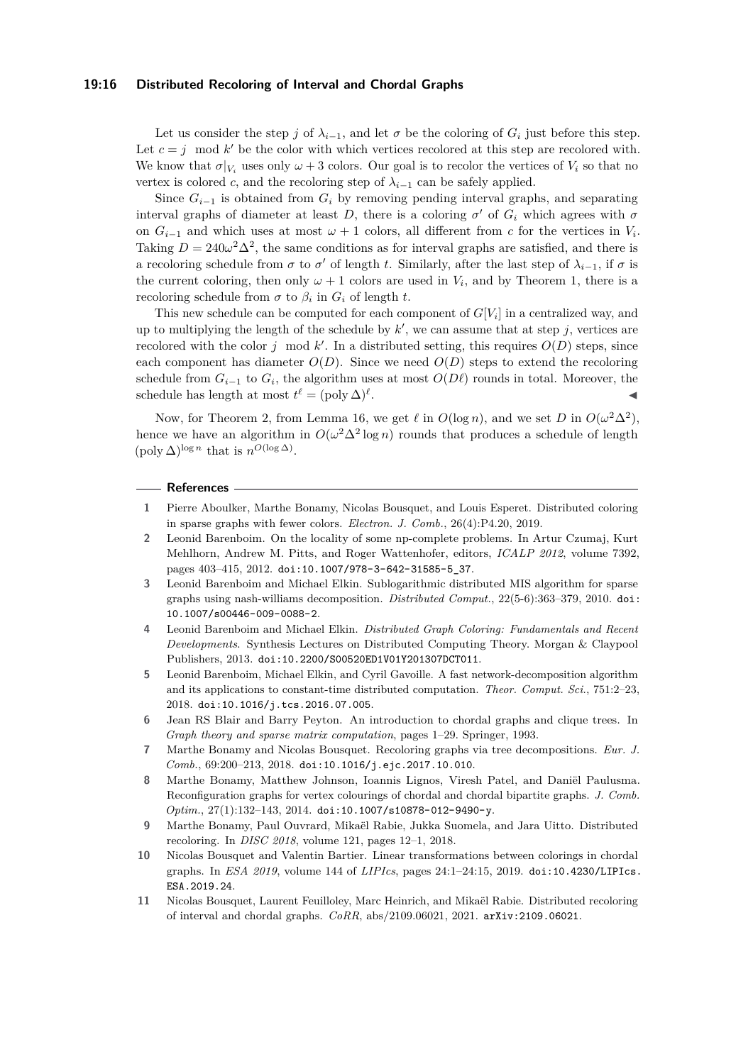Let us consider the step $j$ of $\lambda_{i-1}$, and let $\sigma$ be the coloring of $G_i$ just before this step. Let $c = j \mod k'$ be the color with which vertices recolored at this step are recolored with. We know that $\sigma|_{V_i}$ uses only $\omega + 3$ colors. Our goal is to recolor the vertices of $V_i$ so that no vertex is colored $c$, and the recoloring step of $\lambda_{i-1}$ can be safely applied.

Since $G_{i-1}$ is obtained from $G_i$ by removing pending interval graphs, and separating interval graphs of diameter at least $D$, there is a coloring $\sigma'$ of $G_i$ which agrees with $\sigma$ on $G_{i-1}$ and which uses at most $\omega + 1$ colors, all different from $c$ for the vertices in $V_i$. Taking $D = 240\omega^2\Delta^2$, the same conditions as for interval graphs are satisfied, and there is a recoloring schedule from $\sigma$ to $\sigma'$ of length $t$. Similarly, after the last step of $\lambda_{i-1}$, if $\sigma$ is the current coloring, then only $\omega + 1$ colors are used in $V_i$, and by Theorem 1, there is a recoloring schedule from $\sigma$ to $\beta_i$ in $G_i$ of length $t$.

This new schedule can be computed for each component of $G[V_i]$ in a centralized way, and up to multiplying the length of the schedule by $k'$, we can assume that at step $j$, vertices are recolored with the color $j \mod k'$. In a distributed setting, this requires $O(D)$ steps, since each component has diameter $O(D)$. Since we need $O(D)$ steps to extend the recoloring schedule from $G_{i-1}$ to $G_i$, the algorithm uses at most $O(D\ell)$ rounds in total. Moreover, the schedule has length at most $t^\ell = (\text{poly}\,\Delta)^\ell$. ◀

Now, for Theorem 2, from Lemma 16, we get $\ell$ in $O(\log n)$, and we set $D$ in $O(\omega^2\Delta^2)$, hence we have an algorithm in $O(\omega^2\Delta^2 \log n)$ rounds that produces a schedule of length $(\text{poly}\,\Delta)^{\log n}$ that is $n^{O(\log \Delta)}$.

## References

1. Pierre Aboulker, Marthe Bonamy, Nicolas Bousquet, and Louis Esperet. Distributed coloring in sparse graphs with fewer colors. *Electron. J. Comb.*, 26(4):P4.20, 2019.
2. Leonid Barenboim. On the locality of some np-complete problems. In Artur Czumaj, Kurt Mehlhorn, Andrew M. Pitts, and Roger Wattenhofer, editors, *ICALP 2012*, volume 7392, pages 403–415, 2012. doi:10.1007/978-3-642-31585-5_37.
3. Leonid Barenboim and Michael Elkin. Sublogarithmic distributed MIS algorithm for sparse graphs using nash-williams decomposition. *Distributed Comput.*, 22(5-6):363–379, 2010. doi:10.1007/s00446-009-0088-2.
4. Leonid Barenboim and Michael Elkin. *Distributed Graph Coloring: Fundamentals and Recent Developments*. Synthesis Lectures on Distributed Computing Theory. Morgan & Claypool Publishers, 2013. doi:10.2200/S00520ED1V01Y201307DCT011.
5. Leonid Barenboim, Michael Elkin, and Cyril Gavoille. A fast network-decomposition algorithm and its applications to constant-time distributed computation. *Theor. Comput. Sci.*, 751:2–23, 2018. doi:10.1016/j.tcs.2016.07.005.
6. Jean RS Blair and Barry Peyton. An introduction to chordal graphs and clique trees. In *Graph theory and sparse matrix computation*, pages 1–29. Springer, 1993.
7. Marthe Bonamy and Nicolas Bousquet. Recoloring graphs via tree decompositions. *Eur. J. Comb.*, 69:200–213, 2018. doi:10.1016/j.ejc.2017.10.010.
8. Marthe Bonamy, Matthew Johnson, Ioannis Lignos, Viresh Patel, and Daniël Paulusma. Reconfiguration graphs for vertex colourings of chordal and chordal bipartite graphs. *J. Comb. Optim.*, 27(1):132–143, 2014. doi:10.1007/s10878-012-9490-y.
9. Marthe Bonamy, Paul Ouvrard, Mikaël Rabie, Jukka Suomela, and Jara Uitto. Distributed recoloring. In *DISC 2018*, volume 121, pages 12–1, 2018.
10. Nicolas Bousquet and Valentin Bartier. Linear transformations between colorings in chordal graphs. In *ESA 2019*, volume 144 of *LIPIcs*, pages 24:1–24:15, 2019. doi:10.4230/LIPIcs.ESA.2019.24.
11. Nicolas Bousquet, Laurent Feuilloley, Marc Heinrich, and Mikaël Rabie. Distributed recoloring of interval and chordal graphs. *CoRR*, abs/2109.06021, 2021. arXiv:2109.06021.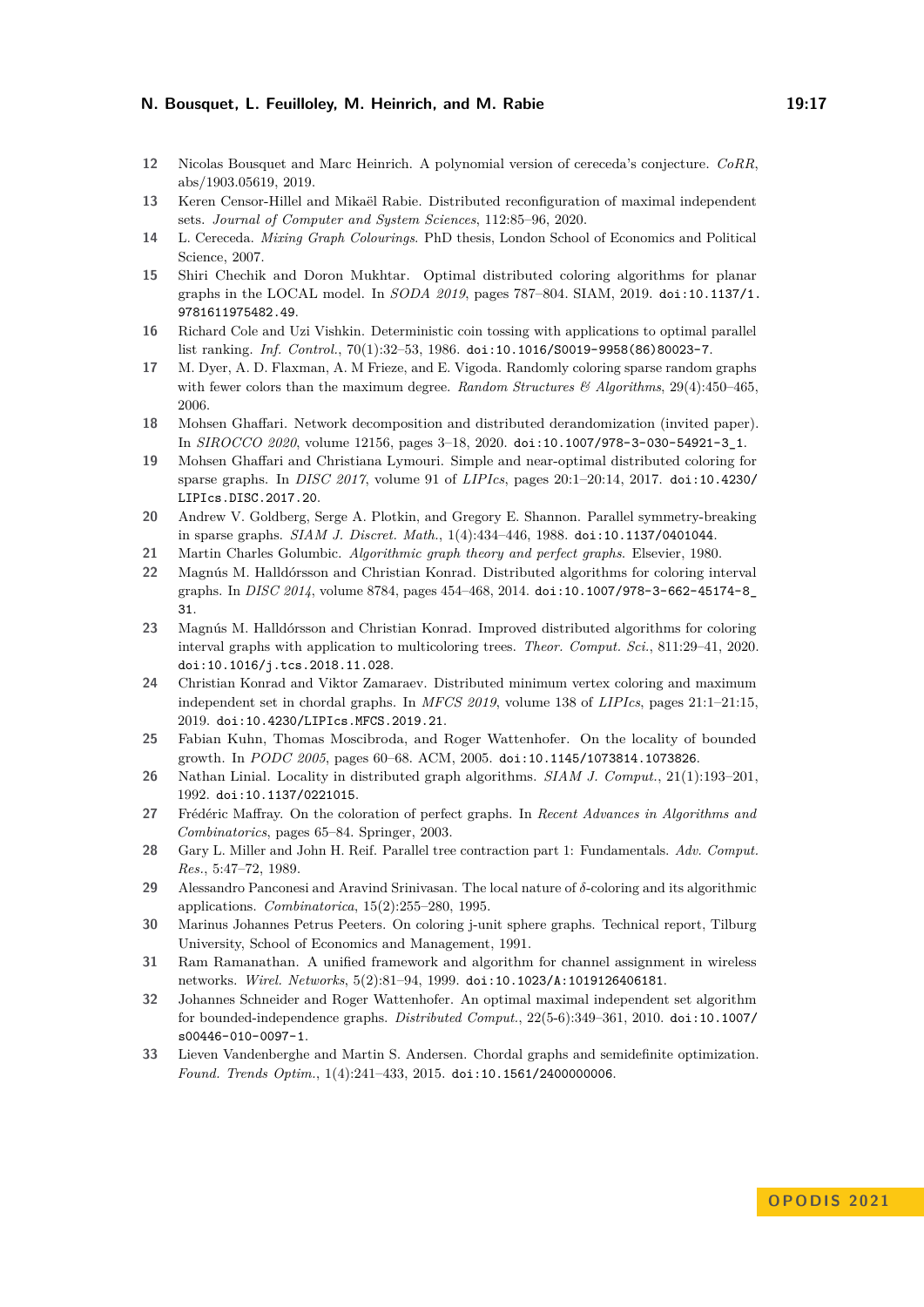12 Nicolas Bousquet and Marc Heinrich. A polynomial version of cereceda's conjecture. *CoRR*, abs/1903.05619, 2019.

13 Keren Censor-Hillel and Mikaël Rabie. Distributed reconfiguration of maximal independent sets. *Journal of Computer and System Sciences*, 112:85–96, 2020.

14 L. Cereceda. *Mixing Graph Colourings*. PhD thesis, London School of Economics and Political Science, 2007.

15 Shiri Chechik and Doron Mukhtar. Optimal distributed coloring algorithms for planar graphs in the LOCAL model. In *SODA 2019*, pages 787–804. SIAM, 2019. doi:10.1137/1.9781611975482.49.

16 Richard Cole and Uzi Vishkin. Deterministic coin tossing with applications to optimal parallel list ranking. *Inf. Control.*, 70(1):32–53, 1986. doi:10.1016/S0019-9958(86)80023-7.

17 M. Dyer, A. D. Flaxman, A. M Frieze, and E. Vigoda. Randomly coloring sparse random graphs with fewer colors than the maximum degree. *Random Structures & Algorithms*, 29(4):450–465, 2006.

18 Mohsen Ghaffari. Network decomposition and distributed derandomization (invited paper). In *SIROCCO 2020*, volume 12156, pages 3–18, 2020. doi:10.1007/978-3-030-54921-3_1.

19 Mohsen Ghaffari and Christiana Lymouri. Simple and near-optimal distributed coloring for sparse graphs. In *DISC 2017*, volume 91 of *LIPIcs*, pages 20:1–20:14, 2017. doi:10.4230/LIPIcs.DISC.2017.20.

20 Andrew V. Goldberg, Serge A. Plotkin, and Gregory E. Shannon. Parallel symmetry-breaking in sparse graphs. *SIAM J. Discret. Math.*, 1(4):434–446, 1988. doi:10.1137/0401044.

21 Martin Charles Golumbic. *Algorithmic graph theory and perfect graphs*. Elsevier, 1980.

22 Magnús M. Halldórsson and Christian Konrad. Distributed algorithms for coloring interval graphs. In *DISC 2014*, volume 8784, pages 454–468, 2014. doi:10.1007/978-3-662-45174-8_31.

23 Magnús M. Halldórsson and Christian Konrad. Improved distributed algorithms for coloring interval graphs with application to multicoloring trees. *Theor. Comput. Sci.*, 811:29–41, 2020. doi:10.1016/j.tcs.2018.11.028.

24 Christian Konrad and Viktor Zamaraev. Distributed minimum vertex coloring and maximum independent set in chordal graphs. In *MFCS 2019*, volume 138 of *LIPIcs*, pages 21:1–21:15, 2019. doi:10.4230/LIPIcs.MFCS.2019.21.

25 Fabian Kuhn, Thomas Moscibroda, and Roger Wattenhofer. On the locality of bounded growth. In *PODC 2005*, pages 60–68. ACM, 2005. doi:10.1145/1073814.1073826.

26 Nathan Linial. Locality in distributed graph algorithms. *SIAM J. Comput.*, 21(1):193–201, 1992. doi:10.1137/0221015.

27 Frédéric Maffray. On the coloration of perfect graphs. In *Recent Advances in Algorithms and Combinatorics*, pages 65–84. Springer, 2003.

28 Gary L. Miller and John H. Reif. Parallel tree contraction part 1: Fundamentals. *Adv. Comput. Res.*, 5:47–72, 1989.

29 Alessandro Panconesi and Aravind Srinivasan. The local nature of $\delta$-coloring and its algorithmic applications. *Combinatorica*, 15(2):255–280, 1995.

30 Marinus Johannes Petrus Peeters. On coloring j-unit sphere graphs. Technical report, Tilburg University, School of Economics and Management, 1991.

31 Ram Ramanathan. A unified framework and algorithm for channel assignment in wireless networks. *Wirel. Networks*, 5(2):81–94, 1999. doi:10.1023/A:1019126406181.

32 Johannes Schneider and Roger Wattenhofer. An optimal maximal independent set algorithm for bounded-independence graphs. *Distributed Comput.*, 22(5-6):349–361, 2010. doi:10.1007/s00446-010-0097-1.

33 Lieven Vandenberghe and Martin S. Andersen. Chordal graphs and semidefinite optimization. *Found. Trends Optim.*, 1(4):241–433, 2015. doi:10.1561/2400000006.